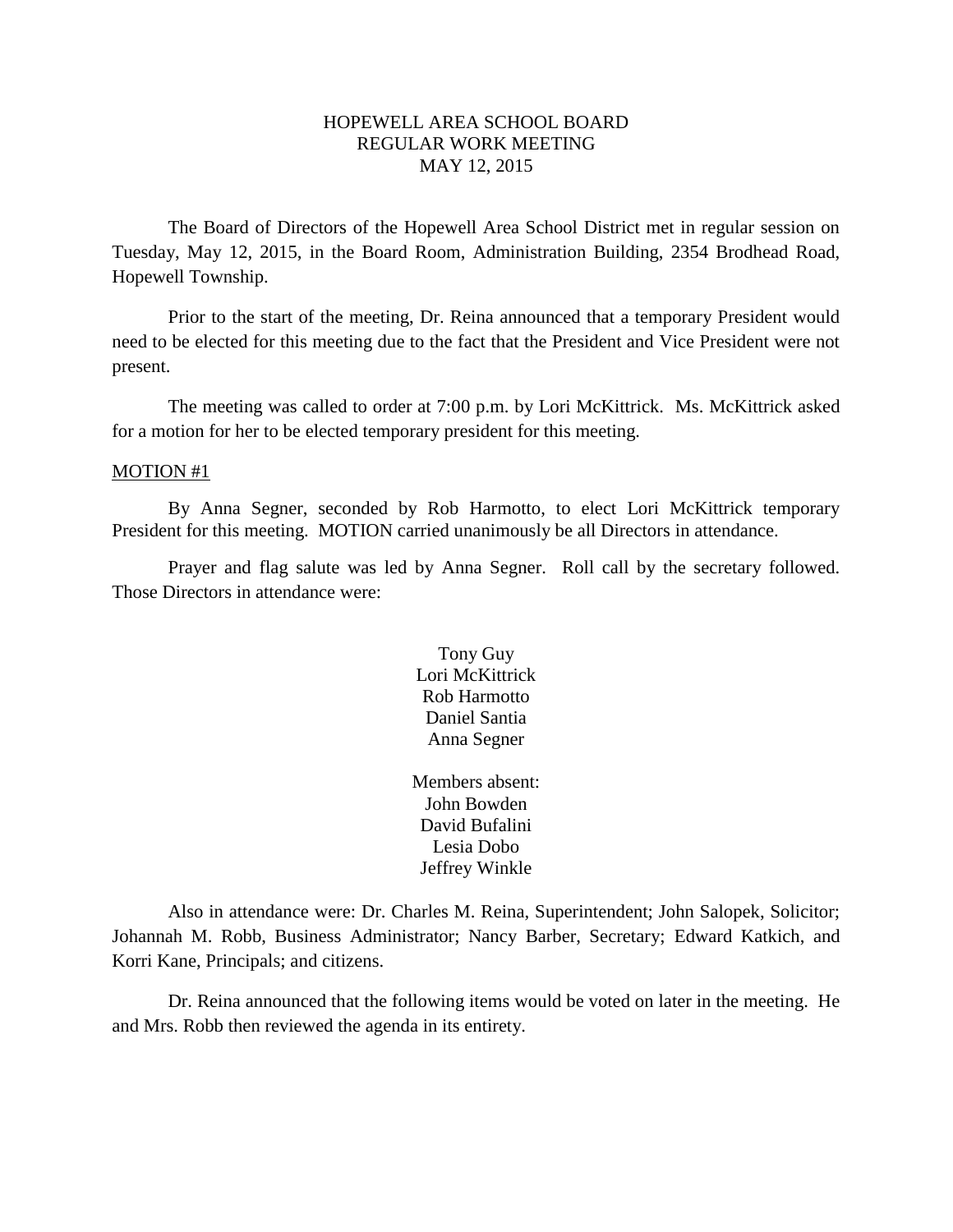# HOPEWELL AREA SCHOOL BOARD
## REGULAR WORK MEETING
## MAY 12, 2015

The Board of Directors of the Hopewell Area School District met in regular session on Tuesday, May 12, 2015, in the Board Room, Administration Building, 2354 Brodhead Road, Hopewell Township.

Prior to the start of the meeting, Dr. Reina announced that a temporary President would need to be elected for this meeting due to the fact that the President and Vice President were not present.

The meeting was called to order at 7:00 p.m. by Lori McKittrick. Ms. McKittrick asked for a motion for her to be elected temporary president for this meeting.

MOTION #1

By Anna Segner, seconded by Rob Harmotto, to elect Lori McKittrick temporary President for this meeting. MOTION carried unanimously be all Directors in attendance.

Prayer and flag salute was led by Anna Segner. Roll call by the secretary followed. Those Directors in attendance were:

Tony Guy
Lori McKittrick
Rob Harmotto
Daniel Santia
Anna Segner

Members absent:
John Bowden
David Bufalini
Lesia Dobo
Jeffrey Winkle

Also in attendance were: Dr. Charles M. Reina, Superintendent; John Salopek, Solicitor; Johannah M. Robb, Business Administrator; Nancy Barber, Secretary; Edward Katkich, and Korri Kane, Principals; and citizens.

Dr. Reina announced that the following items would be voted on later in the meeting. He and Mrs. Robb then reviewed the agenda in its entirety.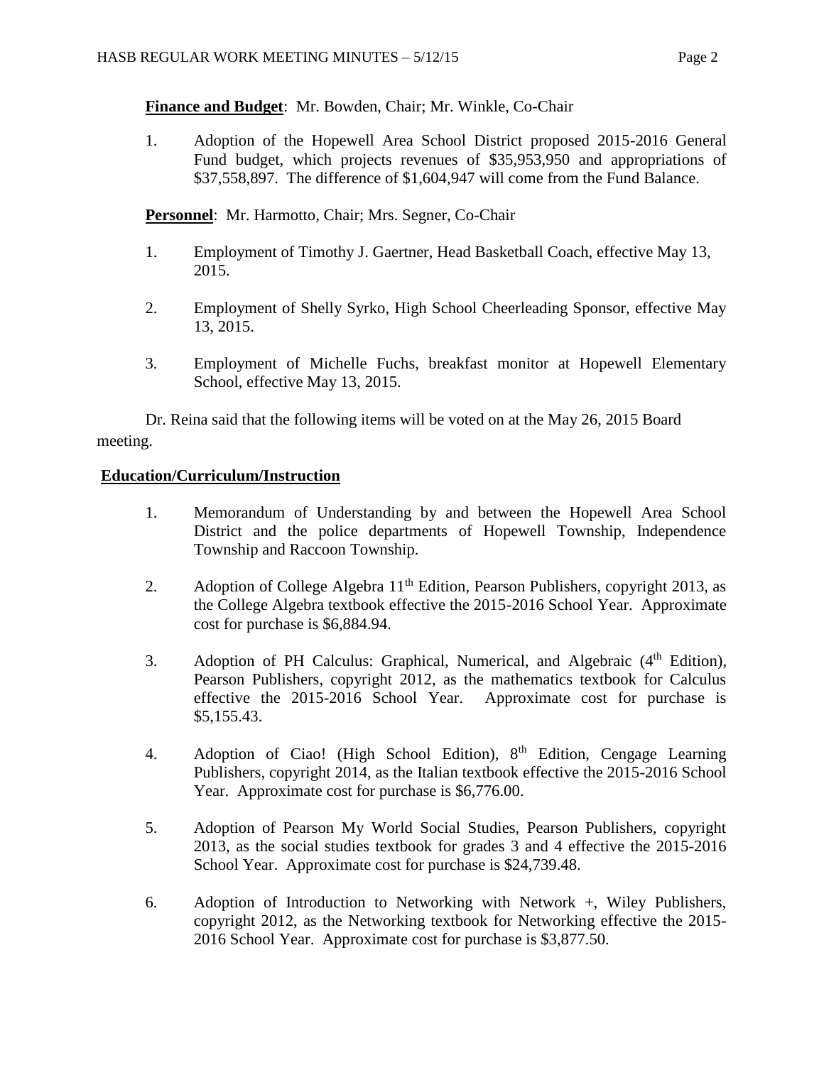**Finance and Budget**: Mr. Bowden, Chair; Mr. Winkle, Co-Chair

1. Adoption of the Hopewell Area School District proposed 2015-2016 General Fund budget, which projects revenues of $35,953,950 and appropriations of $37,558,897. The difference of $1,604,947 will come from the Fund Balance.

**Personnel**: Mr. Harmotto, Chair; Mrs. Segner, Co-Chair

1. Employment of Timothy J. Gaertner, Head Basketball Coach, effective May 13, 2015.

2. Employment of Shelly Syrko, High School Cheerleading Sponsor, effective May 13, 2015.

3. Employment of Michelle Fuchs, breakfast monitor at Hopewell Elementary School, effective May 13, 2015.

Dr. Reina said that the following items will be voted on at the May 26, 2015 Board meeting.

**Education/Curriculum/Instruction**

1. Memorandum of Understanding by and between the Hopewell Area School District and the police departments of Hopewell Township, Independence Township and Raccoon Township.

2. Adoption of College Algebra 11th Edition, Pearson Publishers, copyright 2013, as the College Algebra textbook effective the 2015-2016 School Year. Approximate cost for purchase is $6,884.94.

3. Adoption of PH Calculus: Graphical, Numerical, and Algebraic (4th Edition), Pearson Publishers, copyright 2012, as the mathematics textbook for Calculus effective the 2015-2016 School Year. Approximate cost for purchase is $5,155.43.

4. Adoption of Ciao! (High School Edition), 8th Edition, Cengage Learning Publishers, copyright 2014, as the Italian textbook effective the 2015-2016 School Year. Approximate cost for purchase is $6,776.00.

5. Adoption of Pearson My World Social Studies, Pearson Publishers, copyright 2013, as the social studies textbook for grades 3 and 4 effective the 2015-2016 School Year. Approximate cost for purchase is $24,739.48.

6. Adoption of Introduction to Networking with Network +, Wiley Publishers, copyright 2012, as the Networking textbook for Networking effective the 2015-2016 School Year. Approximate cost for purchase is $3,877.50.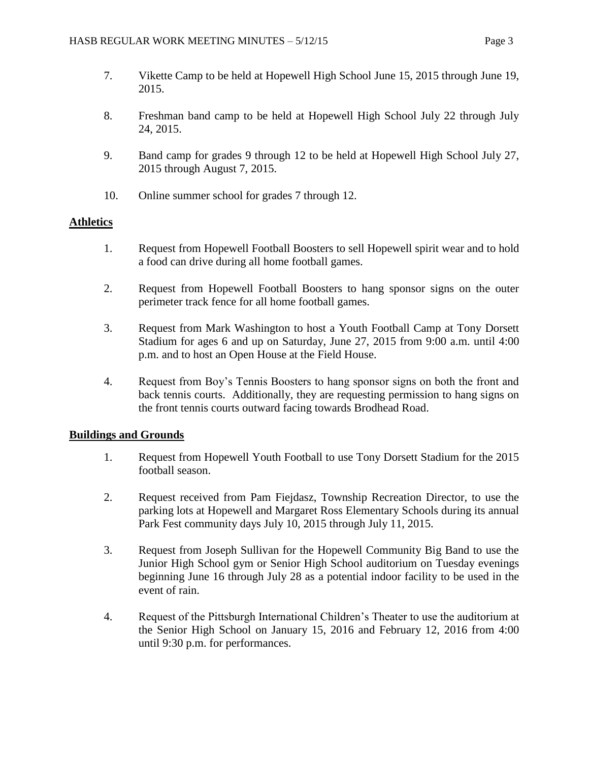7. Vikette Camp to be held at Hopewell High School June 15, 2015 through June 19, 2015.

8. Freshman band camp to be held at Hopewell High School July 22 through July 24, 2015.

9. Band camp for grades 9 through 12 to be held at Hopewell High School July 27, 2015 through August 7, 2015.

10. Online summer school for grades 7 through 12.

## Athletics

1. Request from Hopewell Football Boosters to sell Hopewell spirit wear and to hold a food can drive during all home football games.

2. Request from Hopewell Football Boosters to hang sponsor signs on the outer perimeter track fence for all home football games.

3. Request from Mark Washington to host a Youth Football Camp at Tony Dorsett Stadium for ages 6 and up on Saturday, June 27, 2015 from 9:00 a.m. until 4:00 p.m. and to host an Open House at the Field House.

4. Request from Boy's Tennis Boosters to hang sponsor signs on both the front and back tennis courts. Additionally, they are requesting permission to hang signs on the front tennis courts outward facing towards Brodhead Road.

## Buildings and Grounds

1. Request from Hopewell Youth Football to use Tony Dorsett Stadium for the 2015 football season.

2. Request received from Pam Fiejdasz, Township Recreation Director, to use the parking lots at Hopewell and Margaret Ross Elementary Schools during its annual Park Fest community days July 10, 2015 through July 11, 2015.

3. Request from Joseph Sullivan for the Hopewell Community Big Band to use the Junior High School gym or Senior High School auditorium on Tuesday evenings beginning June 16 through July 28 as a potential indoor facility to be used in the event of rain.

4. Request of the Pittsburgh International Children's Theater to use the auditorium at the Senior High School on January 15, 2016 and February 12, 2016 from 4:00 until 9:30 p.m. for performances.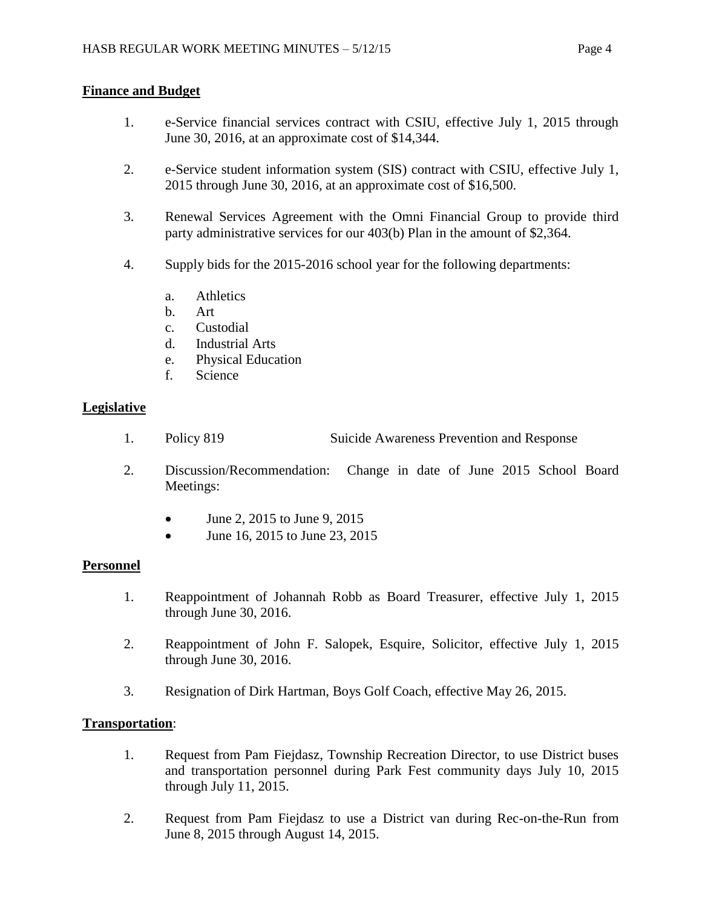**Finance and Budget**

1. e-Service financial services contract with CSIU, effective July 1, 2015 through June 30, 2016, at an approximate cost of $14,344.

2. e-Service student information system (SIS) contract with CSIU, effective July 1, 2015 through June 30, 2016, at an approximate cost of $16,500.

3. Renewal Services Agreement with the Omni Financial Group to provide third party administrative services for our 403(b) Plan in the amount of $2,364.

4. Supply bids for the 2015-2016 school year for the following departments:

   a. Athletics
   b. Art
   c. Custodial
   d. Industrial Arts
   e. Physical Education
   f. Science

**Legislative**

1. Policy 819 Suicide Awareness Prevention and Response

2. Discussion/Recommendation: Change in date of June 2015 School Board Meetings:

   - June 2, 2015 to June 9, 2015
   - June 16, 2015 to June 23, 2015

**Personnel**

1. Reappointment of Johannah Robb as Board Treasurer, effective July 1, 2015 through June 30, 2016.

2. Reappointment of John F. Salopek, Esquire, Solicitor, effective July 1, 2015 through June 30, 2016.

3. Resignation of Dirk Hartman, Boys Golf Coach, effective May 26, 2015.

**Transportation**:

1. Request from Pam Fiejdasz, Township Recreation Director, to use District buses and transportation personnel during Park Fest community days July 10, 2015 through July 11, 2015.

2. Request from Pam Fiejdasz to use a District van during Rec-on-the-Run from June 8, 2015 through August 14, 2015.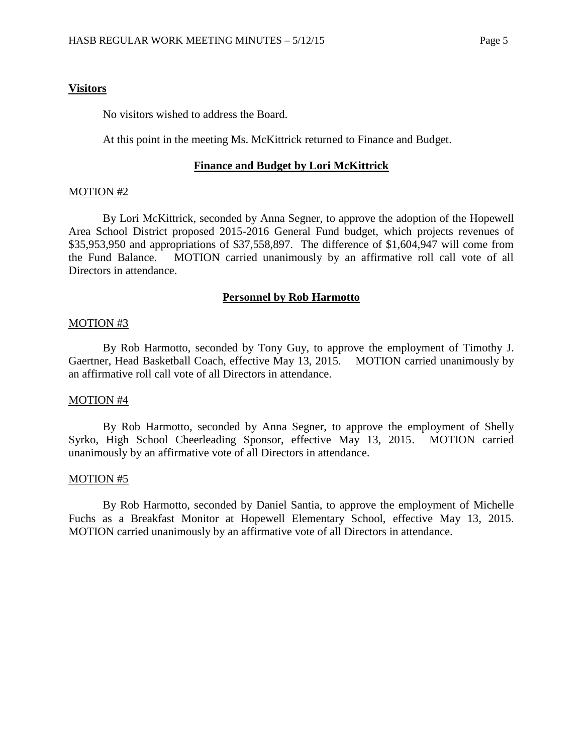**Visitors**

No visitors wished to address the Board.

At this point in the meeting Ms. McKittrick returned to Finance and Budget.

## Finance and Budget by Lori McKittrick

MOTION #2

By Lori McKittrick, seconded by Anna Segner, to approve the adoption of the Hopewell Area School District proposed 2015-2016 General Fund budget, which projects revenues of $35,953,950 and appropriations of $37,558,897. The difference of $1,604,947 will come from the Fund Balance. MOTION carried unanimously by an affirmative roll call vote of all Directors in attendance.

## Personnel by Rob Harmotto

MOTION #3

By Rob Harmotto, seconded by Tony Guy, to approve the employment of Timothy J. Gaertner, Head Basketball Coach, effective May 13, 2015. MOTION carried unanimously by an affirmative roll call vote of all Directors in attendance.

MOTION #4

By Rob Harmotto, seconded by Anna Segner, to approve the employment of Shelly Syrko, High School Cheerleading Sponsor, effective May 13, 2015. MOTION carried unanimously by an affirmative vote of all Directors in attendance.

MOTION #5

By Rob Harmotto, seconded by Daniel Santia, to approve the employment of Michelle Fuchs as a Breakfast Monitor at Hopewell Elementary School, effective May 13, 2015. MOTION carried unanimously by an affirmative vote of all Directors in attendance.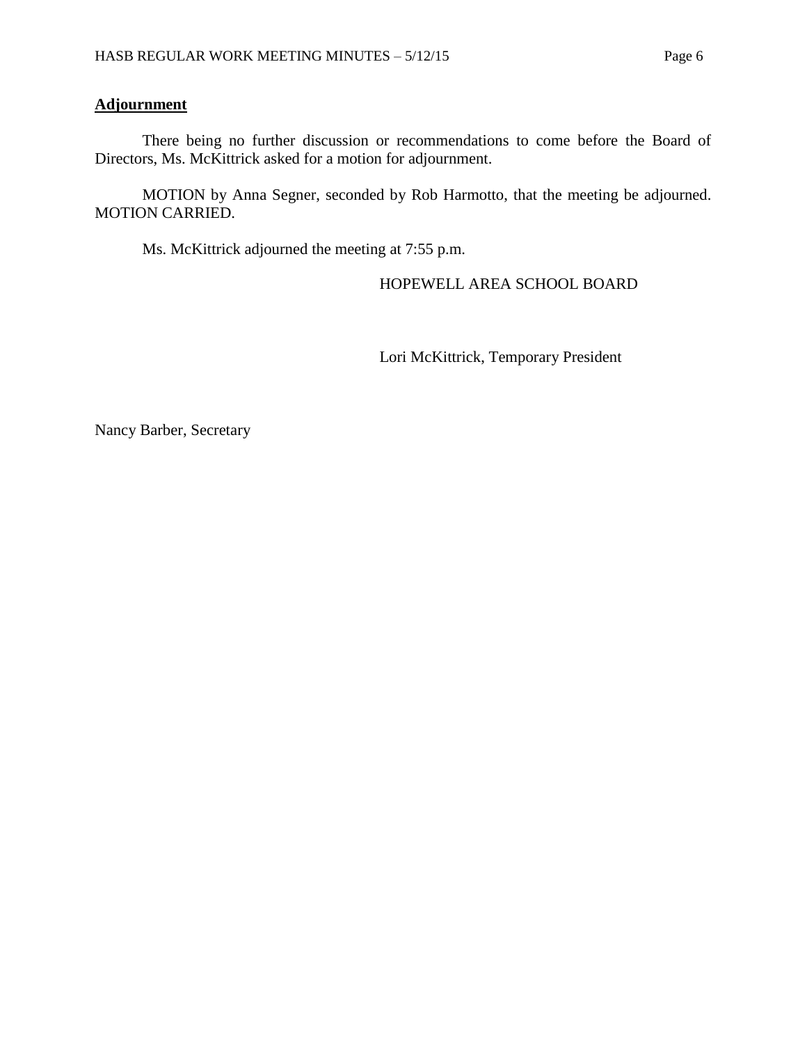**Adjournment**

There being no further discussion or recommendations to come before the Board of Directors, Ms. McKittrick asked for a motion for adjournment.

MOTION by Anna Segner, seconded by Rob Harmotto, that the meeting be adjourned. MOTION CARRIED.

Ms. McKittrick adjourned the meeting at 7:55 p.m.

HOPEWELL AREA SCHOOL BOARD

Lori McKittrick, Temporary President

Nancy Barber, Secretary